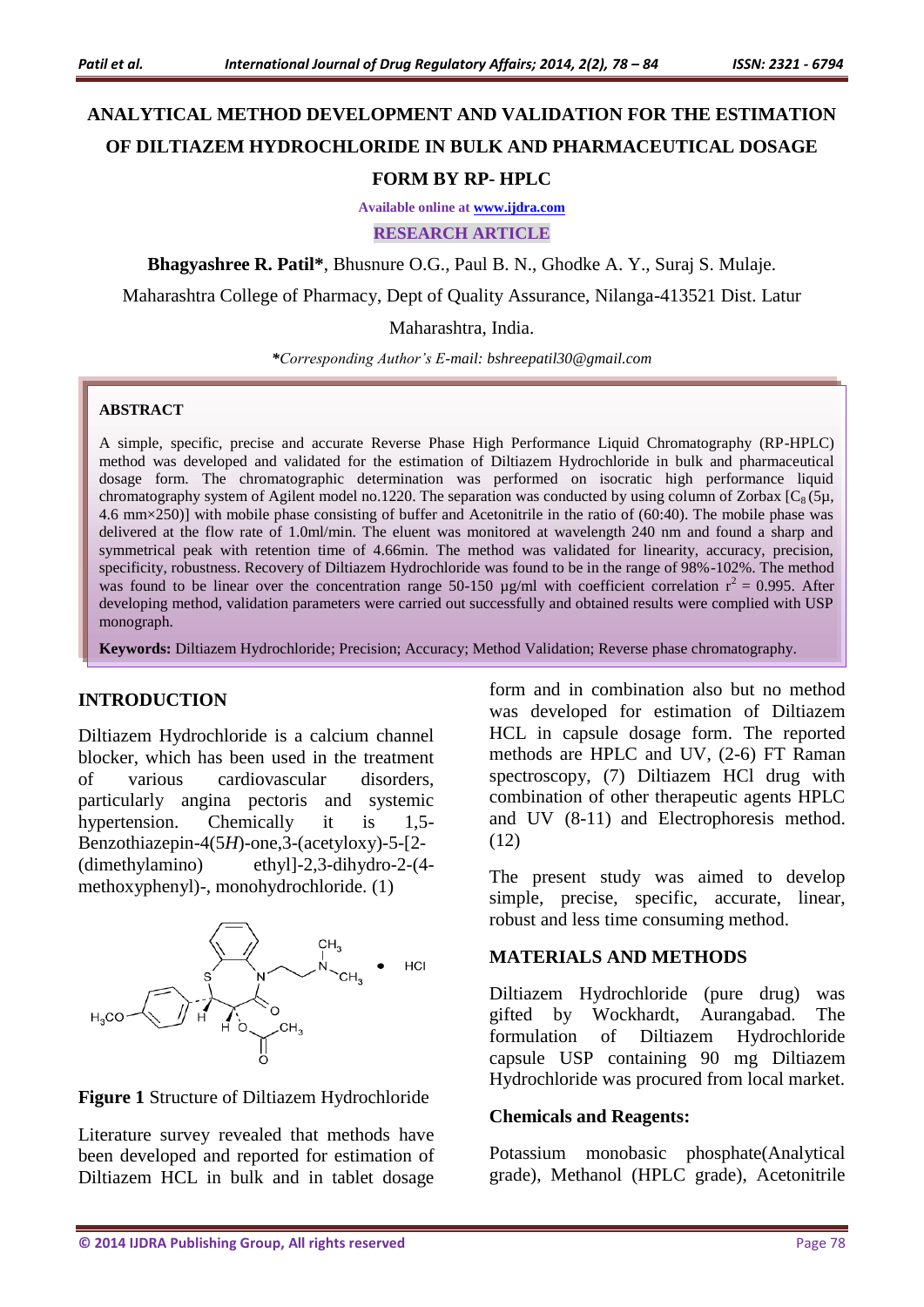# ANALYTICAL METHOD DEVELOPMENT AND VALIDATION FOR THE ESTIMATION OF DILTIAZEM HYDROCHLORIDE IN BULK AND PHARMACEUTICAL DOSAGE FORM BY RP- HPLC

Available online at www.ijdra.com

RESEARCH ARTICLE

**Bhagyashree R. Patil***, Bhusnure O.G., Paul B. N., Ghodke A. Y., Suraj S. Mulaje.

Maharashtra College of Pharmacy, Dept of Quality Assurance, Nilanga-413521 Dist. Latur Maharashtra, India.

***Corresponding Author's E-mail: bshreepatil30@gmail.com*

## ABSTRACT

A simple, specific, precise and accurate Reverse Phase High Performance Liquid Chromatography (RP-HPLC) method was developed and validated for the estimation of Diltiazem Hydrochloride in bulk and pharmaceutical dosage form. The chromatographic determination was performed on isocratic high performance liquid chromatography system of Agilent model no.1220. The separation was conducted by using column of Zorbax [$C_8$ (5µ, 4.6 mm×250)] with mobile phase consisting of buffer and Acetonitrile in the ratio of (60:40). The mobile phase was delivered at the flow rate of 1.0ml/min. The eluent was monitored at wavelength 240 nm and found a sharp and symmetrical peak with retention time of 4.66min. The method was validated for linearity, accuracy, precision, specificity, robustness. Recovery of Diltiazem Hydrochloride was found to be in the range of 98%-102%. The method was found to be linear over the concentration range 50-150 µg/ml with coefficient correlation $r^2$ = 0.995. After developing method, validation parameters were carried out successfully and obtained results were complied with USP monograph.

**Keywords:** Diltiazem Hydrochloride; Precision; Accuracy; Method Validation; Reverse phase chromatography.

## INTRODUCTION

Diltiazem Hydrochloride is a calcium channel blocker, which has been used in the treatment of various cardiovascular disorders, particularly angina pectoris and systemic hypertension. Chemically it is 1,5-Benzothiazepin-4(5*H*)-one,3-(acetyloxy)-5-[2-(dimethylamino) ethyl]-2,3-dihydro-2-(4-methoxyphenyl)-, monohydrochloride. (1)

**Figure 1** Structure of Diltiazem Hydrochloride

Literature survey revealed that methods have been developed and reported for estimation of Diltiazem HCL in bulk and in tablet dosage form and in combination also but no method was developed for estimation of Diltiazem HCL in capsule dosage form. The reported methods are HPLC and UV, (2-6) FT Raman spectroscopy, (7) Diltiazem HCl drug with combination of other therapeutic agents HPLC and UV (8-11) and Electrophoresis method. (12)

The present study was aimed to develop simple, precise, specific, accurate, linear, robust and less time consuming method.

## MATERIALS AND METHODS

Diltiazem Hydrochloride (pure drug) was gifted by Wockhardt, Aurangabad. The formulation of Diltiazem Hydrochloride capsule USP containing 90 mg Diltiazem Hydrochloride was procured from local market.

### Chemicals and Reagents:

Potassium monobasic phosphate(Analytical grade), Methanol (HPLC grade), Acetonitrile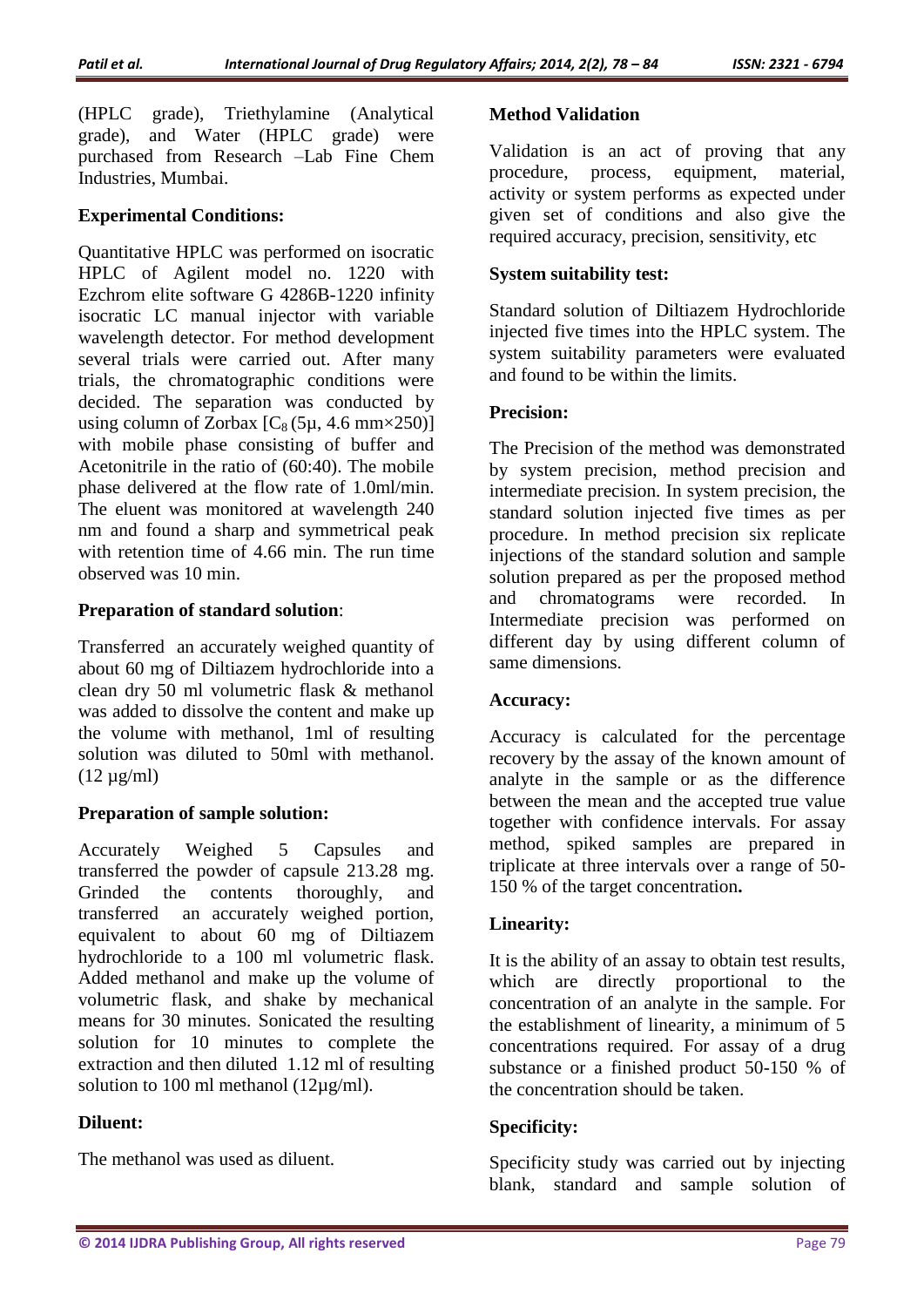(HPLC grade), Triethylamine (Analytical grade), and Water (HPLC grade) were purchased from Research –Lab Fine Chem Industries, Mumbai.

**Experimental Conditions:**

Quantitative HPLC was performed on isocratic HPLC of Agilent model no. 1220 with Ezchrom elite software G 4286B-1220 infinity isocratic LC manual injector with variable wavelength detector. For method development several trials were carried out. After many trials, the chromatographic conditions were decided. The separation was conducted by using column of Zorbax [$C_8$ (5µ, 4.6 mm×250)] with mobile phase consisting of buffer and Acetonitrile in the ratio of (60:40). The mobile phase delivered at the flow rate of 1.0ml/min. The eluent was monitored at wavelength 240 nm and found a sharp and symmetrical peak with retention time of 4.66 min. The run time observed was 10 min.

**Preparation of standard solution**:

Transferred an accurately weighed quantity of about 60 mg of Diltiazem hydrochloride into a clean dry 50 ml volumetric flask & methanol was added to dissolve the content and make up the volume with methanol, 1ml of resulting solution was diluted to 50ml with methanol. (12 µg/ml)

**Preparation of sample solution:**

Accurately Weighed 5 Capsules and transferred the powder of capsule 213.28 mg. Grinded the contents thoroughly, and transferred an accurately weighed portion, equivalent to about 60 mg of Diltiazem hydrochloride to a 100 ml volumetric flask. Added methanol and make up the volume of volumetric flask, and shake by mechanical means for 30 minutes. Sonicated the resulting solution for 10 minutes to complete the extraction and then diluted 1.12 ml of resulting solution to 100 ml methanol (12µg/ml).

**Diluent:**

The methanol was used as diluent.

**Method Validation**

Validation is an act of proving that any procedure, process, equipment, material, activity or system performs as expected under given set of conditions and also give the required accuracy, precision, sensitivity, etc

**System suitability test:**

Standard solution of Diltiazem Hydrochloride injected five times into the HPLC system. The system suitability parameters were evaluated and found to be within the limits.

**Precision:**

The Precision of the method was demonstrated by system precision, method precision and intermediate precision. In system precision, the standard solution injected five times as per procedure. In method precision six replicate injections of the standard solution and sample solution prepared as per the proposed method and chromatograms were recorded. In Intermediate precision was performed on different day by using different column of same dimensions.

**Accuracy:**

Accuracy is calculated for the percentage recovery by the assay of the known amount of analyte in the sample or as the difference between the mean and the accepted true value together with confidence intervals. For assay method, spiked samples are prepared in triplicate at three intervals over a range of 50-150 % of the target concentration**.**

**Linearity:**

It is the ability of an assay to obtain test results, which are directly proportional to the concentration of an analyte in the sample. For the establishment of linearity, a minimum of 5 concentrations required. For assay of a drug substance or a finished product 50-150 % of the concentration should be taken.

**Specificity:**

Specificity study was carried out by injecting blank, standard and sample solution of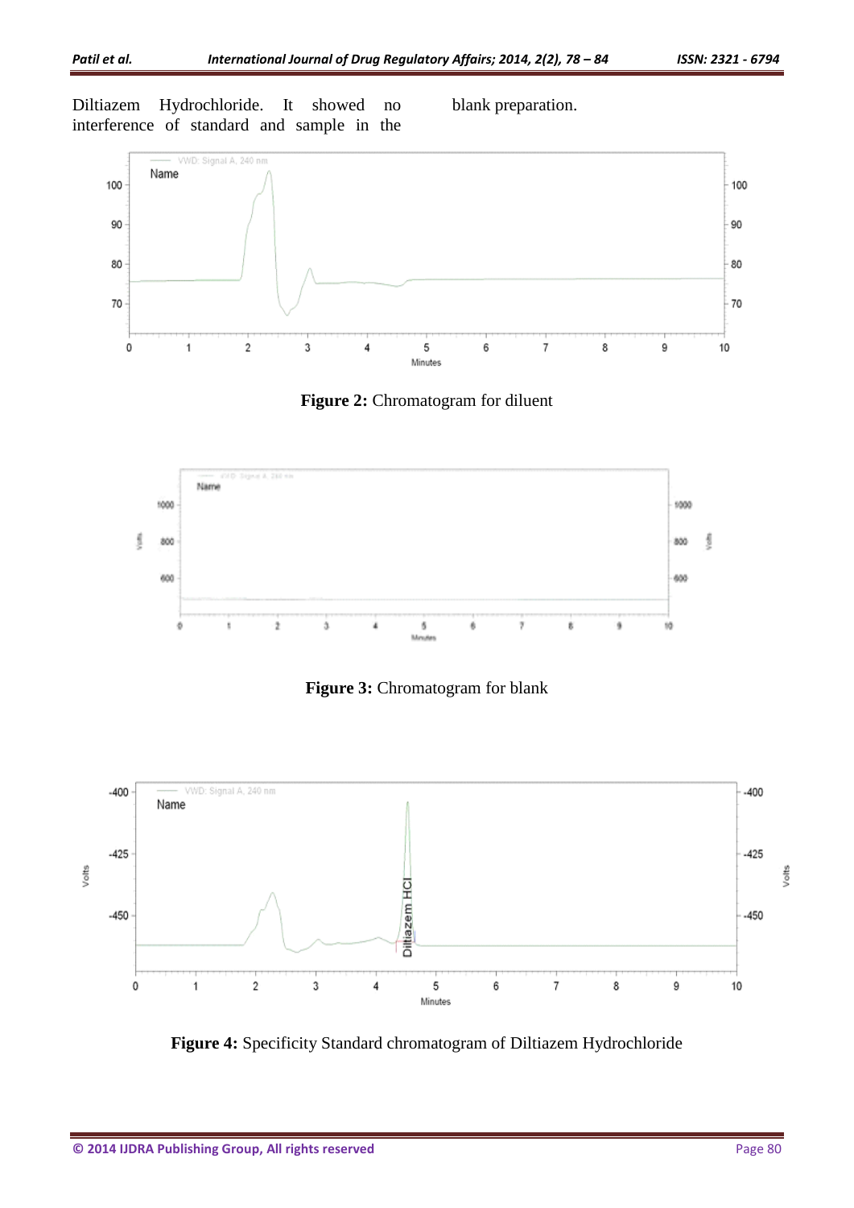Diltiazem Hydrochloride. It showed no interference of standard and sample in the blank preparation.

**Figure 2:** Chromatogram for diluent

**Figure 3:** Chromatogram for blank

**Figure 4:** Specificity Standard chromatogram of Diltiazem Hydrochloride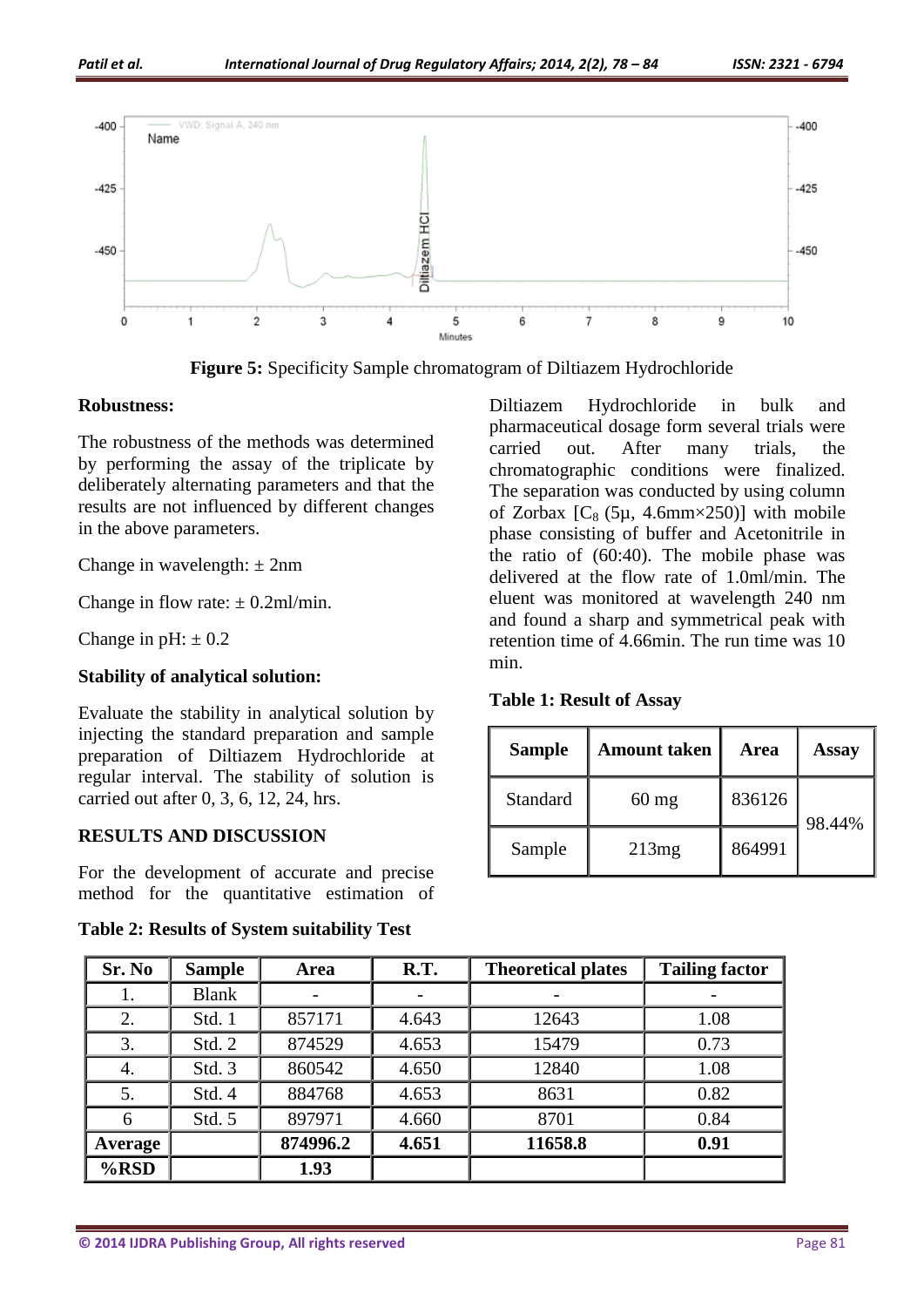**Figure 5:** Specificity Sample chromatogram of Diltiazem Hydrochloride

**Robustness:**

The robustness of the methods was determined by performing the assay of the triplicate by deliberately alternating parameters and that the results are not influenced by different changes in the above parameters.

Change in wavelength: ± 2nm

Change in flow rate: ± 0.2ml/min.

Change in pH: ± 0.2

**Stability of analytical solution:**

Evaluate the stability in analytical solution by injecting the standard preparation and sample preparation of Diltiazem Hydrochloride at regular interval. The stability of solution is carried out after 0, 3, 6, 12, 24, hrs.

## RESULTS AND DISCUSSION

For the development of accurate and precise method for the quantitative estimation of Diltiazem Hydrochloride in bulk and pharmaceutical dosage form several trials were carried out. After many trials, the chromatographic conditions were finalized. The separation was conducted by using column of Zorbax [$C_8$ (5µ, 4.6mm×250)] with mobile phase consisting of buffer and Acetonitrile in the ratio of (60:40). The mobile phase was delivered at the flow rate of 1.0ml/min. The eluent was monitored at wavelength 240 nm and found a sharp and symmetrical peak with retention time of 4.66min. The run time was 10 min.

**Table 1: Result of Assay**

| Sample | Amount taken | Area | Assay |
|---|---|---|---|
| Standard | 60 mg | 836126 | 98.44% |
| Sample | 213mg | 864991 | |

**Table 2: Results of System suitability Test**

| Sr. No | Sample | Area | R.T. | Theoretical plates | Tailing factor |
|---|---|---|---|---|---|
| 1. | Blank | - | - | - | - |
| 2. | Std. 1 | 857171 | 4.643 | 12643 | 1.08 |
| 3. | Std. 2 | 874529 | 4.653 | 15479 | 0.73 |
| 4. | Std. 3 | 860542 | 4.650 | 12840 | 1.08 |
| 5. | Std. 4 | 884768 | 4.653 | 8631 | 0.82 |
| 6 | Std. 5 | 897971 | 4.660 | 8701 | 0.84 |
| **Average** | | **874996.2** | **4.651** | **11658.8** | **0.91** |
| **%RSD** | | **1.93** | | | |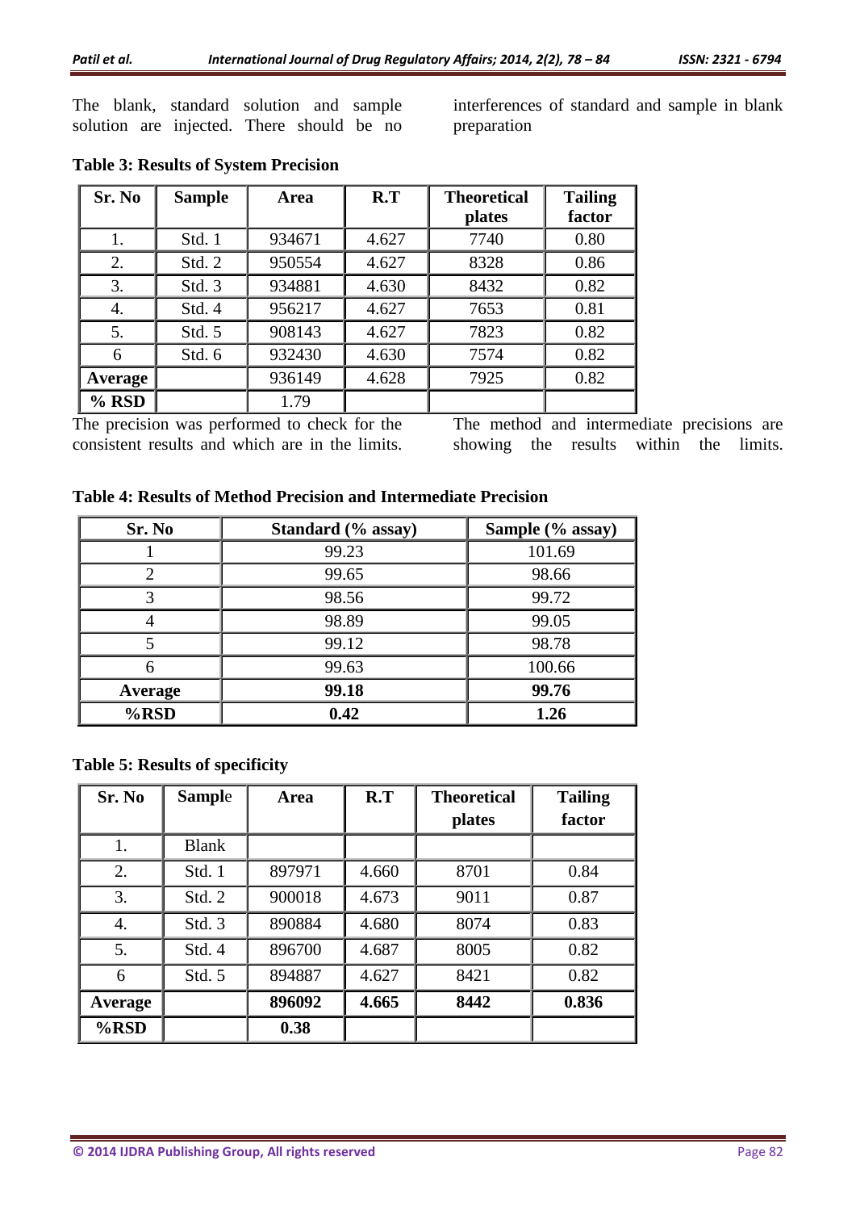The blank, standard solution and sample solution are injected. There should be no interferences of standard and sample in blank preparation

**Table 3: Results of System Precision**

| Sr. No | Sample | Area | R.T | Theoretical plates | Tailing factor |
|---|---|---|---|---|---|
| 1. | Std. 1 | 934671 | 4.627 | 7740 | 0.80 |
| 2. | Std. 2 | 950554 | 4.627 | 8328 | 0.86 |
| 3. | Std. 3 | 934881 | 4.630 | 8432 | 0.82 |
| 4. | Std. 4 | 956217 | 4.627 | 7653 | 0.81 |
| 5. | Std. 5 | 908143 | 4.627 | 7823 | 0.82 |
| 6 | Std. 6 | 932430 | 4.630 | 7574 | 0.82 |
| **Average** | | 936149 | 4.628 | 7925 | 0.82 |
| **% RSD** | | 1.79 | | | |

The precision was performed to check for the consistent results and which are in the limits. The method and intermediate precisions are showing the results within the limits.

**Table 4: Results of Method Precision and Intermediate Precision**

| Sr. No | Standard (% assay) | Sample (% assay) |
|---|---|---|
| 1 | 99.23 | 101.69 |
| 2 | 99.65 | 98.66 |
| 3 | 98.56 | 99.72 |
| 4 | 98.89 | 99.05 |
| 5 | 99.12 | 98.78 |
| 6 | 99.63 | 100.66 |
| **Average** | **99.18** | **99.76** |
| **%RSD** | **0.42** | **1.26** |

**Table 5: Results of specificity**

| Sr. No | Sample | Area | R.T | Theoretical plates | Tailing factor |
|---|---|---|---|---|---|
| 1. | Blank | | | | |
| 2. | Std. 1 | 897971 | 4.660 | 8701 | 0.84 |
| 3. | Std. 2 | 900018 | 4.673 | 9011 | 0.87 |
| 4. | Std. 3 | 890884 | 4.680 | 8074 | 0.83 |
| 5. | Std. 4 | 896700 | 4.687 | 8005 | 0.82 |
| 6 | Std. 5 | 894887 | 4.627 | 8421 | 0.82 |
| **Average** | | **896092** | **4.665** | **8442** | **0.836** |
| **%RSD** | | **0.38** | | | |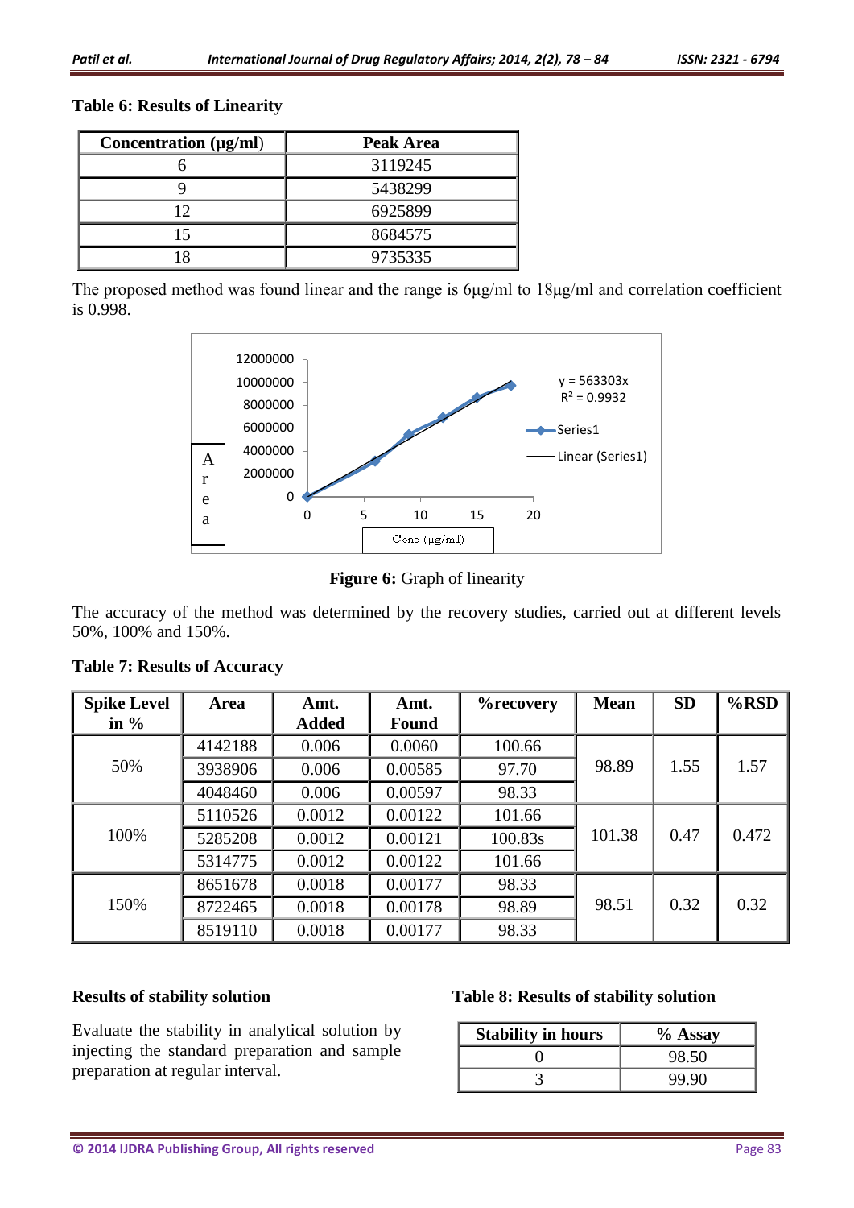**Table 6: Results of Linearity**

| Concentration (μg/ml) | Peak Area |
|---|---|
| 6 | 3119245 |
| 9 | 5438299 |
| 12 | 6925899 |
| 15 | 8684575 |
| 18 | 9735335 |

The proposed method was found linear and the range is 6μg/ml to 18μg/ml and correlation coefficient is 0.998.

**Figure 6:** Graph of linearity

The accuracy of the method was determined by the recovery studies, carried out at different levels 50%, 100% and 150%.

**Table 7: Results of Accuracy**

| Spike Level in % | Area | Amt. Added | Amt. Found | %recovery | Mean | SD | %RSD |
|---|---|---|---|---|---|---|---|
| 50% | 4142188 | 0.006 | 0.0060 | 100.66 | 98.89 | 1.55 | 1.57 |
| | 3938906 | 0.006 | 0.00585 | 97.70 | | | |
| | 4048460 | 0.006 | 0.00597 | 98.33 | | | |
| 100% | 5110526 | 0.0012 | 0.00122 | 101.66 | 101.38 | 0.47 | 0.472 |
| | 5285208 | 0.0012 | 0.00121 | 100.83s | | | |
| | 5314775 | 0.0012 | 0.00122 | 101.66 | | | |
| 150% | 8651678 | 0.0018 | 0.00177 | 98.33 | 98.51 | 0.32 | 0.32 |
| | 8722465 | 0.0018 | 0.00178 | 98.89 | | | |
| | 8519110 | 0.0018 | 0.00177 | 98.33 | | | |

**Results of stability solution**

Evaluate the stability in analytical solution by injecting the standard preparation and sample preparation at regular interval.

**Table 8: Results of stability solution**

| Stability in hours | % Assay |
|---|---|
| 0 | 98.50 |
| 3 | 99.90 |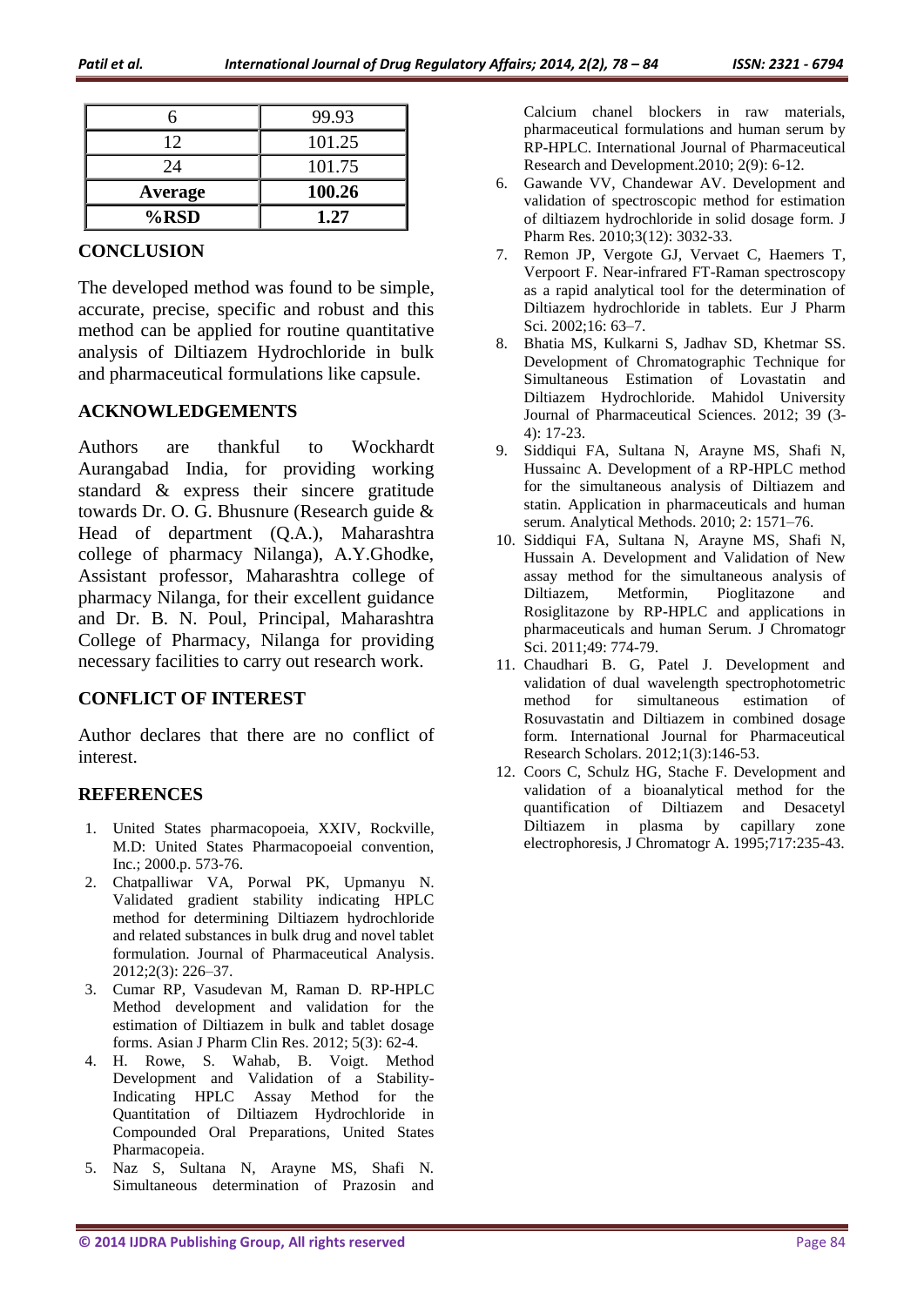| | |
|---|---|
| 6 | 99.93 |
| 12 | 101.25 |
| 24 | 101.75 |
| **Average** | **100.26** |
| **%RSD** | **1.27** |

## CONCLUSION

The developed method was found to be simple, accurate, precise, specific and robust and this method can be applied for routine quantitative analysis of Diltiazem Hydrochloride in bulk and pharmaceutical formulations like capsule.

## ACKNOWLEDGEMENTS

Authors are thankful to Wockhardt Aurangabad India, for providing working standard & express their sincere gratitude towards Dr. O. G. Bhusnure (Research guide & Head of department (Q.A.), Maharashtra college of pharmacy Nilanga), A.Y.Ghodke, Assistant professor, Maharashtra college of pharmacy Nilanga, for their excellent guidance and Dr. B. N. Poul, Principal, Maharashtra College of Pharmacy, Nilanga for providing necessary facilities to carry out research work.

## CONFLICT OF INTEREST

Author declares that there are no conflict of interest.

## REFERENCES

1. United States pharmacopoeia, XXIV, Rockville, M.D: United States Pharmacopoeial convention, Inc.; 2000.p. 573-76.
2. Chatpalliwar VA, Porwal PK, Upmanyu N. Validated gradient stability indicating HPLC method for determining Diltiazem hydrochloride and related substances in bulk drug and novel tablet formulation. Journal of Pharmaceutical Analysis. 2012;2(3): 226–37.
3. Cumar RP, Vasudevan M, Raman D. RP-HPLC Method development and validation for the estimation of Diltiazem in bulk and tablet dosage forms. Asian J Pharm Clin Res. 2012; 5(3): 62-4.
4. H. Rowe, S. Wahab, B. Voigt. Method Development and Validation of a Stability-Indicating HPLC Assay Method for the Quantitation of Diltiazem Hydrochloride in Compounded Oral Preparations, United States Pharmacopeia.
5. Naz S, Sultana N, Arayne MS, Shafi N. Simultaneous determination of Prazosin and Calcium chanel blockers in raw materials, pharmaceutical formulations and human serum by RP-HPLC. International Journal of Pharmaceutical Research and Development.2010; 2(9): 6-12.
6. Gawande VV, Chandewar AV. Development and validation of spectroscopic method for estimation of diltiazem hydrochloride in solid dosage form. J Pharm Res. 2010;3(12): 3032-33.
7. Remon JP, Vergote GJ, Vervaet C, Haemers T, Verpoort F. Near-infrared FT-Raman spectroscopy as a rapid analytical tool for the determination of Diltiazem hydrochloride in tablets. Eur J Pharm Sci. 2002;16: 63–7.
8. Bhatia MS, Kulkarni S, Jadhav SD, Khetmar SS. Development of Chromatographic Technique for Simultaneous Estimation of Lovastatin and Diltiazem Hydrochloride. Mahidol University Journal of Pharmaceutical Sciences. 2012; 39 (3-4): 17-23.
9. Siddiqui FA, Sultana N, Arayne MS, Shafi N, Hussainc A. Development of a RP-HPLC method for the simultaneous analysis of Diltiazem and statin. Application in pharmaceuticals and human serum. Analytical Methods. 2010; 2: 1571–76.
10. Siddiqui FA, Sultana N, Arayne MS, Shafi N, Hussain A. Development and Validation of New assay method for the simultaneous analysis of Diltiazem, Metformin, Pioglitazone and Rosiglitazone by RP-HPLC and applications in pharmaceuticals and human Serum. J Chromatogr Sci. 2011;49: 774-79.
11. Chaudhari B. G, Patel J. Development and validation of dual wavelength spectrophotometric method for simultaneous estimation of Rosuvastatin and Diltiazem in combined dosage form. International Journal for Pharmaceutical Research Scholars. 2012;1(3):146-53.
12. Coors C, Schulz HG, Stache F. Development and validation of a bioanalytical method for the quantification of Diltiazem and Desacetyl Diltiazem in plasma by capillary zone electrophoresis, J Chromatogr A. 1995;717:235-43.